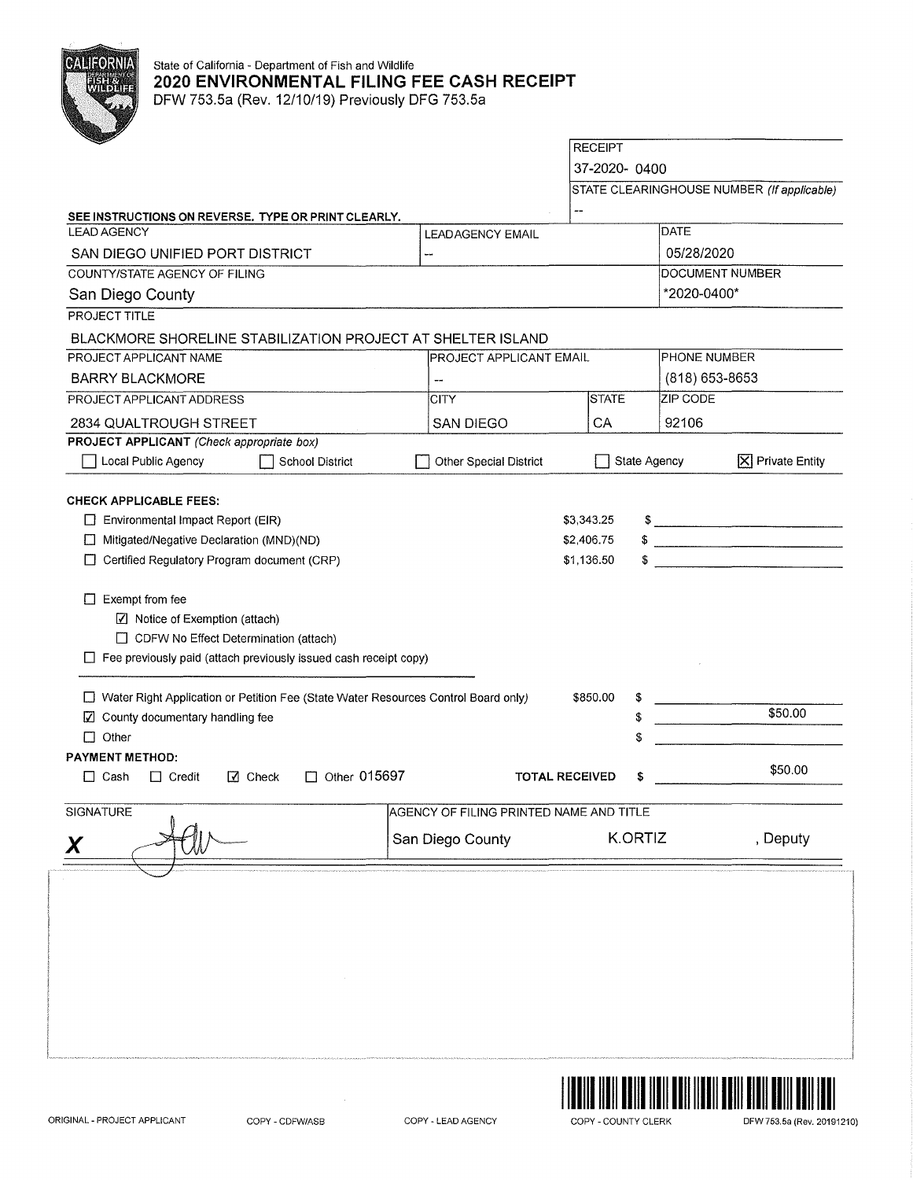State of California - Department of Fish and Wildlife

# 2020 ENVIRONMENTAL FILING FEE CASH RECEIPT

DFW 753.5a (Rev. 12/10/19) Previously DFG 753.5a

| RECEIPT |
|---|
| 37-2020- 0400 |
| STATE CLEARINGHOUSE NUMBER *(If applicable)* |
| -- |

**SEE INSTRUCTIONS ON REVERSE. TYPE OR PRINT CLEARLY.**

| LEAD AGENCY | LEADAGENCY EMAIL | DATE |
|---|---|---|
| SAN DIEGO UNIFIED PORT DISTRICT | -- | 05/28/2020 |
| COUNTY/STATE AGENCY OF FILING | | DOCUMENT NUMBER |
| San Diego County | | *2020-0400* |

| PROJECT TITLE |
|---|
| BLACKMORE SHORELINE STABILIZATION PROJECT AT SHELTER ISLAND |

| PROJECT APPLICANT NAME | PROJECT APPLICANT EMAIL | | PHONE NUMBER |
|---|---|---|---|
| BARRY BLACKMORE | -- | | (818) 653-8653 |
| PROJECT APPLICANT ADDRESS | CITY | STATE | ZIP CODE |
| 2834 QUALTROUGH STREET | SAN DIEGO | CA | 92106 |

**PROJECT APPLICANT** *(Check appropriate box)*

☐ Local Public Agency ☐ School District ☐ Other Special District ☐ State Agency ☒ Private Entity

**CHECK APPLICABLE FEES:**

| | | |
|---|---|---|
| ☐ Environmental Impact Report (EIR) | $3,343.25 | $ |
| ☐ Mitigated/Negative Declaration (MND)(ND) | $2,406.75 | $ |
| ☐ Certified Regulatory Program document (CRP) | $1,136.50 | $ |

☐ Exempt from fee
- ☑ Notice of Exemption (attach)
- ☐ CDFW No Effect Determination (attach)

☐ Fee previously paid (attach previously issued cash receipt copy)

| | | |
|---|---|---|
| ☐ Water Right Application or Petition Fee (State Water Resources Control Board only) | $850.00 | $ |
| ☑ County documentary handling fee | | $ $50.00 |
| ☐ Other | | $ |

**PAYMENT METHOD:**

☐ Cash ☐ Credit ☑ Check ☐ Other 015697 **TOTAL RECEIVED** $ $50.00

| SIGNATURE | AGENCY OF FILING PRINTED NAME AND TITLE |
|---|---|
| X | San Diego County K.ORTIZ , Deputy |

ORIGINAL - PROJECT APPLICANT COPY - CDFW/ASB COPY - LEAD AGENCY COPY - COUNTY CLERK DFW 753.5a (Rev. 20191210)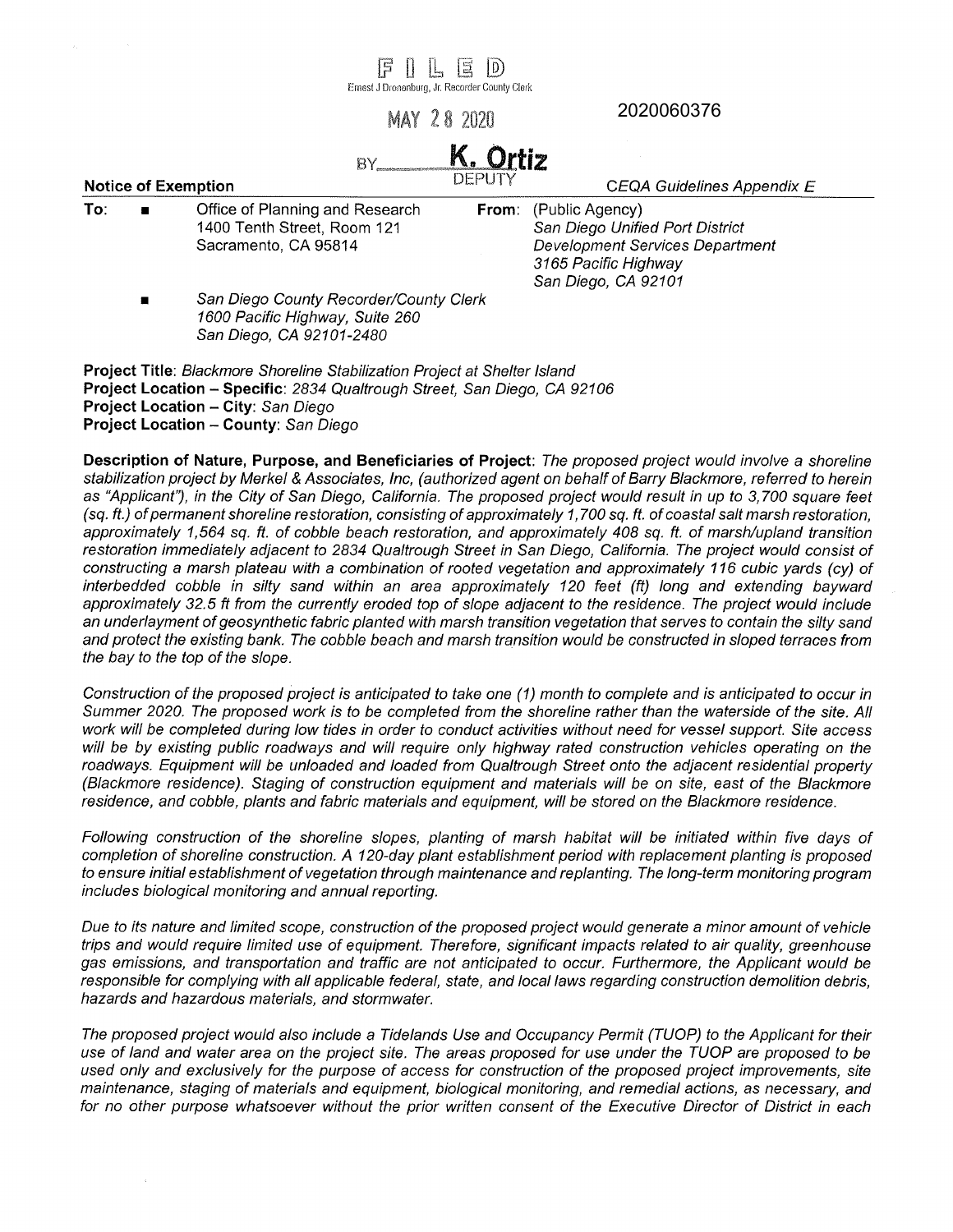FILED

Ernest J Dronenburg, Jr. Recorder County Clerk

MAY 28 2020

2020060376

BY **K. Ortiz** DEPUTY

**Notice of Exemption** *CEQA Guidelines Appendix E*

**To:** ■ Office of Planning and Research
1400 Tenth Street, Room 121
Sacramento, CA 95814

■ *San Diego County Recorder/County Clerk*
*1600 Pacific Highway, Suite 260*
*San Diego, CA 92101-2480*

**From:** (Public Agency)
*San Diego Unified Port District*
*Development Services Department*
*3165 Pacific Highway*
*San Diego, CA 92101*

**Project Title**: *Blackmore Shoreline Stabilization Project at Shelter Island*
**Project Location – Specific**: *2834 Qualtrough Street, San Diego, CA 92106*
**Project Location – City**: *San Diego*
**Project Location – County**: *San Diego*

**Description of Nature, Purpose, and Beneficiaries of Project**: *The proposed project would involve a shoreline stabilization project by Merkel & Associates, Inc, (authorized agent on behalf of Barry Blackmore, referred to herein as "Applicant"), in the City of San Diego, California. The proposed project would result in up to 3,700 square feet (sq. ft.) of permanent shoreline restoration, consisting of approximately 1,700 sq. ft. of coastal salt marsh restoration, approximately 1,564 sq. ft. of cobble beach restoration, and approximately 408 sq. ft. of marsh/upland transition restoration immediately adjacent to 2834 Qualtrough Street in San Diego, California. The project would consist of constructing a marsh plateau with a combination of rooted vegetation and approximately 116 cubic yards (cy) of interbedded cobble in silty sand within an area approximately 120 feet (ft) long and extending bayward approximately 32.5 ft from the currently eroded top of slope adjacent to the residence. The project would include an underlayment of geosynthetic fabric planted with marsh transition vegetation that serves to contain the silty sand and protect the existing bank. The cobble beach and marsh transition would be constructed in sloped terraces from the bay to the top of the slope.*

*Construction of the proposed project is anticipated to take one (1) month to complete and is anticipated to occur in Summer 2020. The proposed work is to be completed from the shoreline rather than the waterside of the site. All work will be completed during low tides in order to conduct activities without need for vessel support. Site access will be by existing public roadways and will require only highway rated construction vehicles operating on the roadways. Equipment will be unloaded and loaded from Qualtrough Street onto the adjacent residential property (Blackmore residence). Staging of construction equipment and materials will be on site, east of the Blackmore residence, and cobble, plants and fabric materials and equipment, will be stored on the Blackmore residence.*

*Following construction of the shoreline slopes, planting of marsh habitat will be initiated within five days of completion of shoreline construction. A 120-day plant establishment period with replacement planting is proposed to ensure initial establishment of vegetation through maintenance and replanting. The long-term monitoring program includes biological monitoring and annual reporting.*

*Due to its nature and limited scope, construction of the proposed project would generate a minor amount of vehicle trips and would require limited use of equipment. Therefore, significant impacts related to air quality, greenhouse gas emissions, and transportation and traffic are not anticipated to occur. Furthermore, the Applicant would be responsible for complying with all applicable federal, state, and local laws regarding construction demolition debris, hazards and hazardous materials, and stormwater.*

*The proposed project would also include a Tidelands Use and Occupancy Permit (TUOP) to the Applicant for their use of land and water area on the project site. The areas proposed for use under the TUOP are proposed to be used only and exclusively for the purpose of access for construction of the proposed project improvements, site maintenance, staging of materials and equipment, biological monitoring, and remedial actions, as necessary, and for no other purpose whatsoever without the prior written consent of the Executive Director of District in each*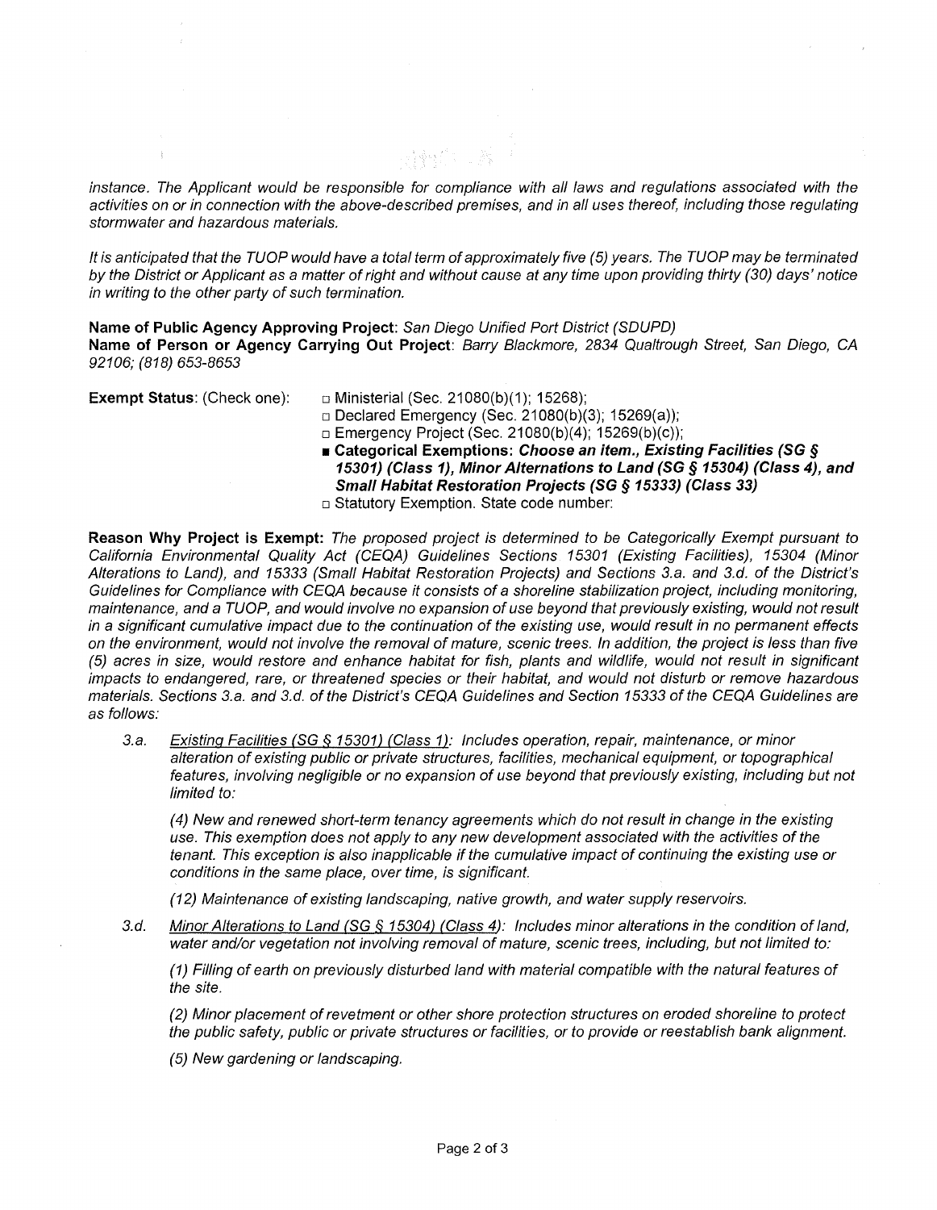*instance. The Applicant would be responsible for compliance with all laws and regulations associated with the activities on or in connection with the above-described premises, and in all uses thereof, including those regulating stormwater and hazardous materials.*

*It is anticipated that the TUOP would have a total term of approximately five (5) years. The TUOP may be terminated by the District or Applicant as a matter of right and without cause at any time upon providing thirty (30) days' notice in writing to the other party of such termination.*

**Name of Public Agency Approving Project**: *San Diego Unified Port District (SDUPD)*
**Name of Person or Agency Carrying Out Project**: *Barry Blackmore, 2834 Qualtrough Street, San Diego, CA 92106; (818) 653-8653*

**Exempt Status**: (Check one):

- □ Ministerial (Sec. 21080(b)(1); 15268);
- □ Declared Emergency (Sec. 21080(b)(3); 15269(a));
- □ Emergency Project (Sec. 21080(b)(4); 15269(b)(c));
- ■ **Categorical Exemptions: *Choose an item., Existing Facilities (SG § 15301) (Class 1), Minor Alternations to Land (SG § 15304) (Class 4), and Small Habitat Restoration Projects (SG § 15333) (Class 33)***
- □ Statutory Exemption. State code number:

**Reason Why Project is Exempt:** *The proposed project is determined to be Categorically Exempt pursuant to California Environmental Quality Act (CEQA) Guidelines Sections 15301 (Existing Facilities), 15304 (Minor Alterations to Land), and 15333 (Small Habitat Restoration Projects) and Sections 3.a. and 3.d. of the District's Guidelines for Compliance with CEQA because it consists of a shoreline stabilization project, including monitoring, maintenance, and a TUOP, and would involve no expansion of use beyond that previously existing, would not result in a significant cumulative impact due to the continuation of the existing use, would result in no permanent effects on the environment, would not involve the removal of mature, scenic trees. In addition, the project is less than five (5) acres in size, would restore and enhance habitat for fish, plants and wildlife, would not result in significant impacts to endangered, rare, or threatened species or their habitat, and would not disturb or remove hazardous materials. Sections 3.a. and 3.d. of the District's CEQA Guidelines and Section 15333 of the CEQA Guidelines are as follows:*

*3.a. Existing Facilities (SG § 15301) (Class 1): Includes operation, repair, maintenance, or minor alteration of existing public or private structures, facilities, mechanical equipment, or topographical features, involving negligible or no expansion of use beyond that previously existing, including but not limited to:*

*(4) New and renewed short-term tenancy agreements which do not result in change in the existing use. This exemption does not apply to any new development associated with the activities of the tenant. This exception is also inapplicable if the cumulative impact of continuing the existing use or conditions in the same place, over time, is significant.*

*(12) Maintenance of existing landscaping, native growth, and water supply reservoirs.*

*3.d. Minor Alterations to Land (SG § 15304) (Class 4): Includes minor alterations in the condition of land, water and/or vegetation not involving removal of mature, scenic trees, including, but not limited to:*

*(1) Filling of earth on previously disturbed land with material compatible with the natural features of the site.*

*(2) Minor placement of revetment or other shore protection structures on eroded shoreline to protect the public safety, public or private structures or facilities, or to provide or reestablish bank alignment.*

*(5) New gardening or landscaping.*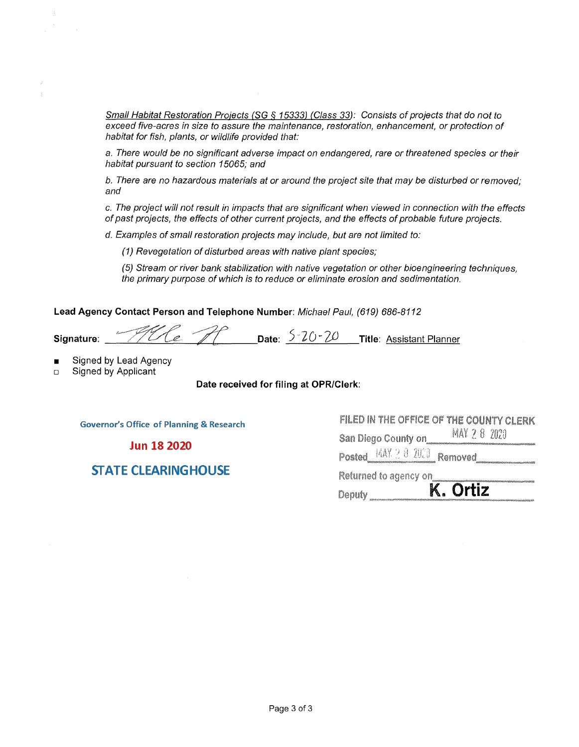*<u>Small Habitat Restoration Projects (SG § 15333) (Class 33)</u>: Consists of projects that do not to exceed five-acres in size to assure the maintenance, restoration, enhancement, or protection of habitat for fish, plants, or wildlife provided that:*

*a. There would be no significant adverse impact on endangered, rare or threatened species or their habitat pursuant to section 15065; and*

*b. There are no hazardous materials at or around the project site that may be disturbed or removed; and*

*c. The project will not result in impacts that are significant when viewed in connection with the effects of past projects, the effects of other current projects, and the effects of probable future projects.*

*d. Examples of small restoration projects may include, but are not limited to:*

*(1) Revegetation of disturbed areas with native plant species;*

*(5) Stream or river bank stabilization with native vegetation or other bioengineering techniques, the primary purpose of which is to reduce or eliminate erosion and sedimentation.*

**Lead Agency Contact Person and Telephone Number**: *Michael Paul, (619) 686-8112*

**Signature**: [signature] **Date**: 5-20-20 **Title**: Assistant Planner

- ■ Signed by Lead Agency
- □ Signed by Applicant

**Date received for filing at OPR/Clerk**:

Governor's Office of Planning & Research

Jun 18 2020

STATE CLEARINGHOUSE

FILED IN THE OFFICE OF THE COUNTY CLERK
San Diego County on MAY 28 2020
Posted MAY 28 2020 Removed
Returned to agency on
Deputy K. Ortiz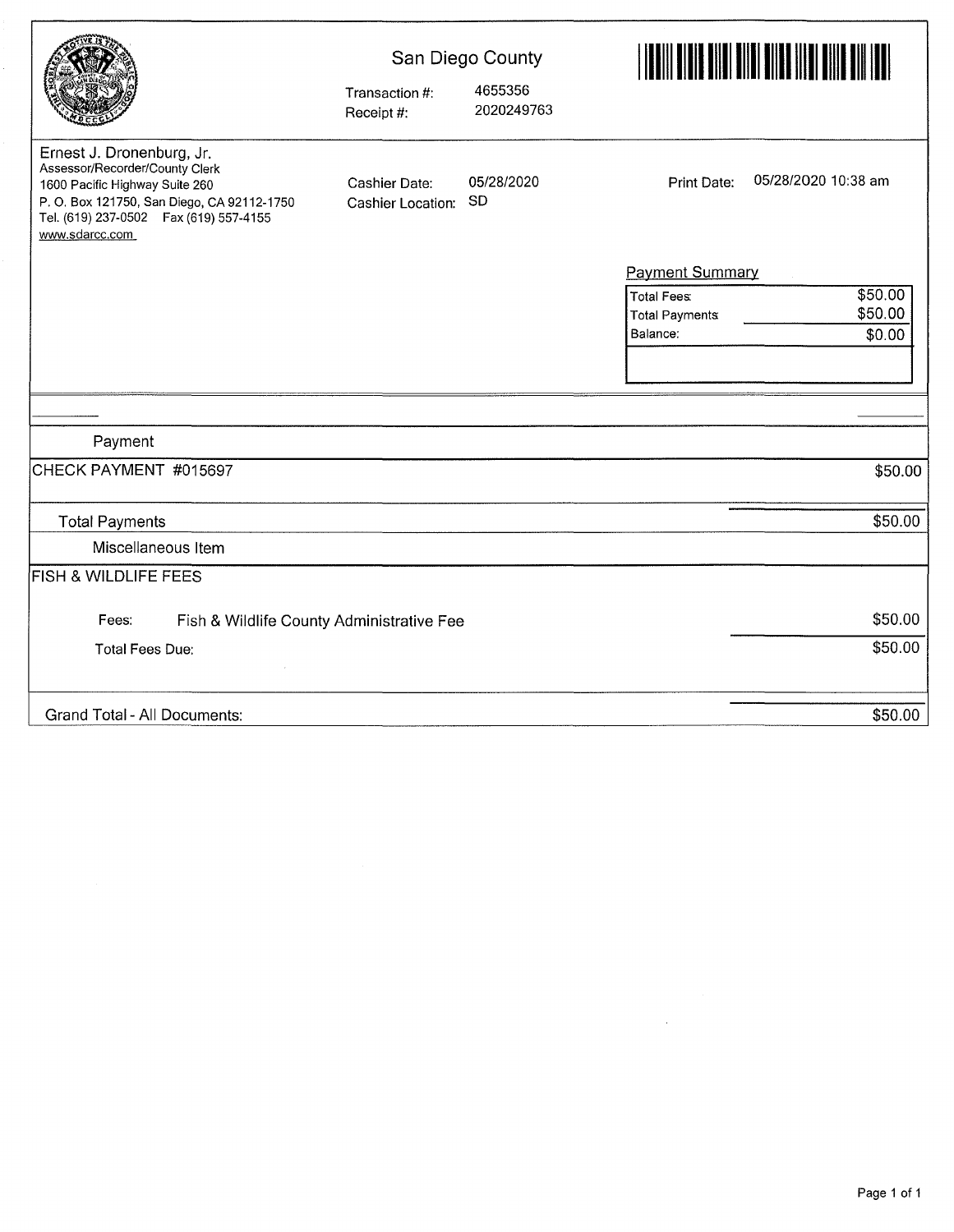# San Diego County

| | |
|---|---|
| Transaction #: | 4655356 |
| Receipt #: | 2020249763 |

**Ernest J. Dronenburg, Jr.**
Assessor/Recorder/County Clerk
1600 Pacific Highway Suite 260
P. O. Box 121750, San Diego, CA 92112-1750
Tel. (619) 237-0502 Fax (619) 557-4155
www.sdarcc.com

| | |
|---|---|
| Cashier Date: | 05/28/2020 |
| Cashier Location: | SD |
| Print Date: | 05/28/2020 10:38 am |

## Payment Summary

| | |
|---|---|
| Total Fees: | $50.00 |
| Total Payments: | $50.00 |
| Balance: | $0.00 |

## Payment

| | |
|---|---|
| CHECK PAYMENT #015697 | $50.00 |
| Total Payments | $50.00 |

## Miscellaneous Item

**FISH & WILDLIFE FEES**

| | |
|---|---|
| Fees: Fish & Wildlife County Administrative Fee | $50.00 |
| Total Fees Due: | $50.00 |
| Grand Total - All Documents: | $50.00 |